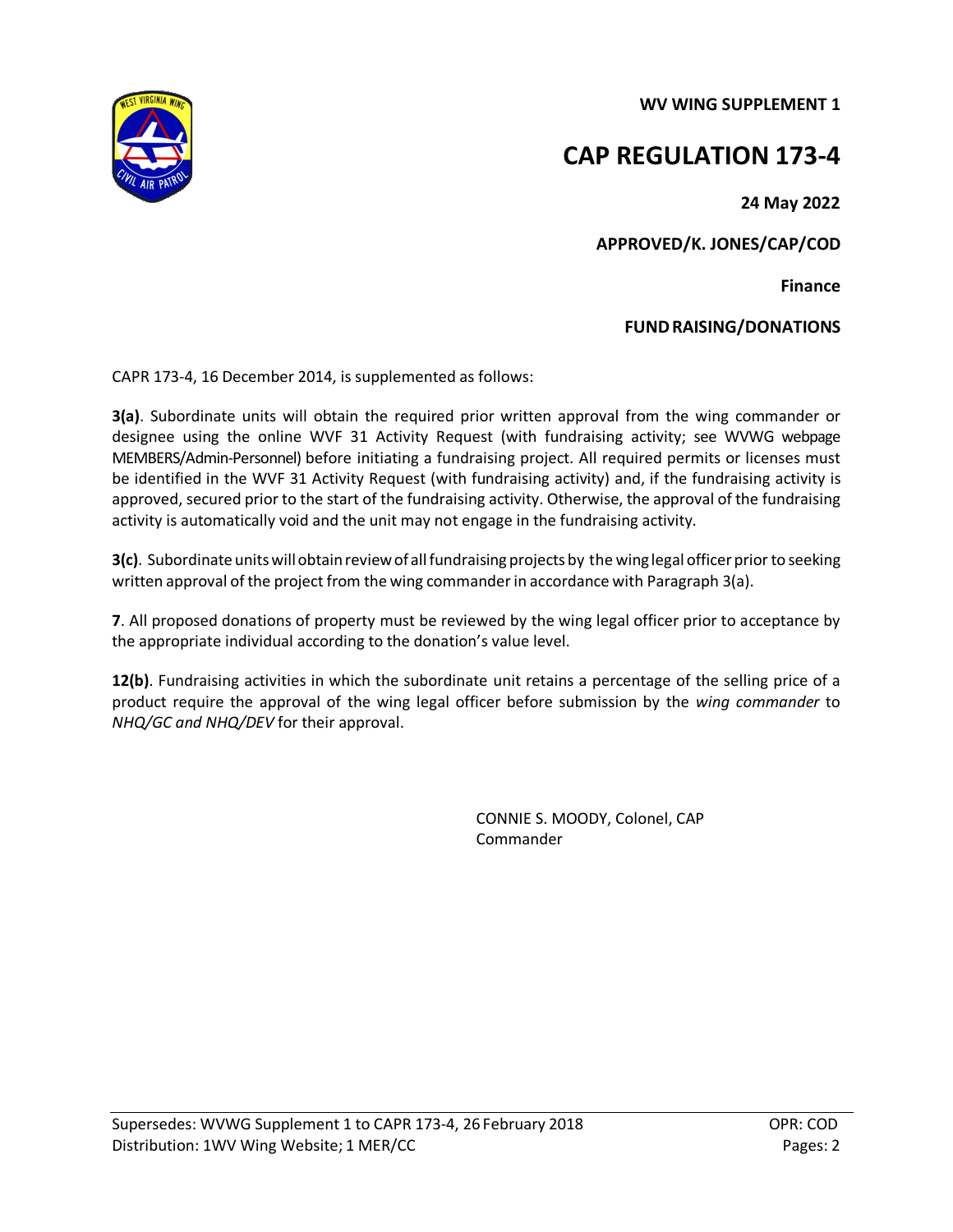**WV WING SUPPLEMENT 1**

# CAP REGULATION 173-4

**24 May 2022**

**APPROVED/K. JONES/CAP/COD**

**Finance**

**FUND RAISING/DONATIONS**

CAPR 173-4, 16 December 2014, is supplemented as follows:

**3(a)**. Subordinate units will obtain the required prior written approval from the wing commander or designee using the online WVF 31 Activity Request (with fundraising activity; see WVWG webpage MEMBERS/Admin-Personnel) before initiating a fundraising project. All required permits or licenses must be identified in the WVF 31 Activity Request (with fundraising activity) and, if the fundraising activity is approved, secured prior to the start of the fundraising activity. Otherwise, the approval of the fundraising activity is automatically void and the unit may not engage in the fundraising activity.

**3(c)**. Subordinate units will obtain review of all fundraising projects by the wing legal officer prior to seeking written approval of the project from the wing commander in accordance with Paragraph 3(a).

**7**. All proposed donations of property must be reviewed by the wing legal officer prior to acceptance by the appropriate individual according to the donation's value level.

**12(b)**. Fundraising activities in which the subordinate unit retains a percentage of the selling price of a product require the approval of the wing legal officer before submission by the *wing commander* to *NHQ/GC and NHQ/DEV* for their approval.

CONNIE S. MOODY, Colonel, CAP
Commander

Supersedes: WVWG Supplement 1 to CAPR 173-4, 26 February 2018
Distribution: 1WV Wing Website; 1 MER/CC

OPR: COD
Pages: 2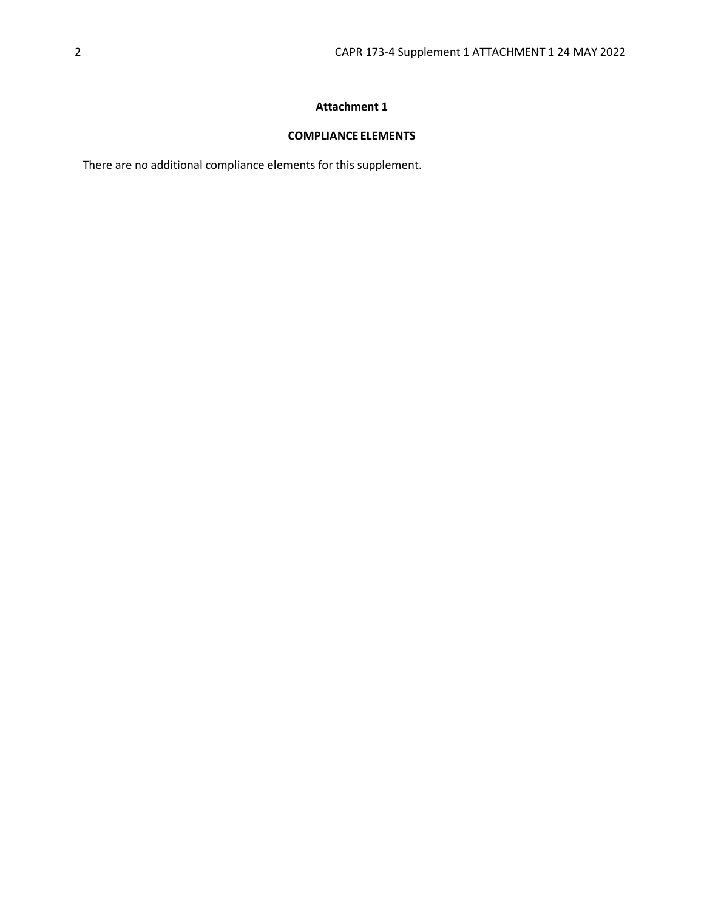## Attachment 1

### COMPLIANCE ELEMENTS

There are no additional compliance elements for this supplement.